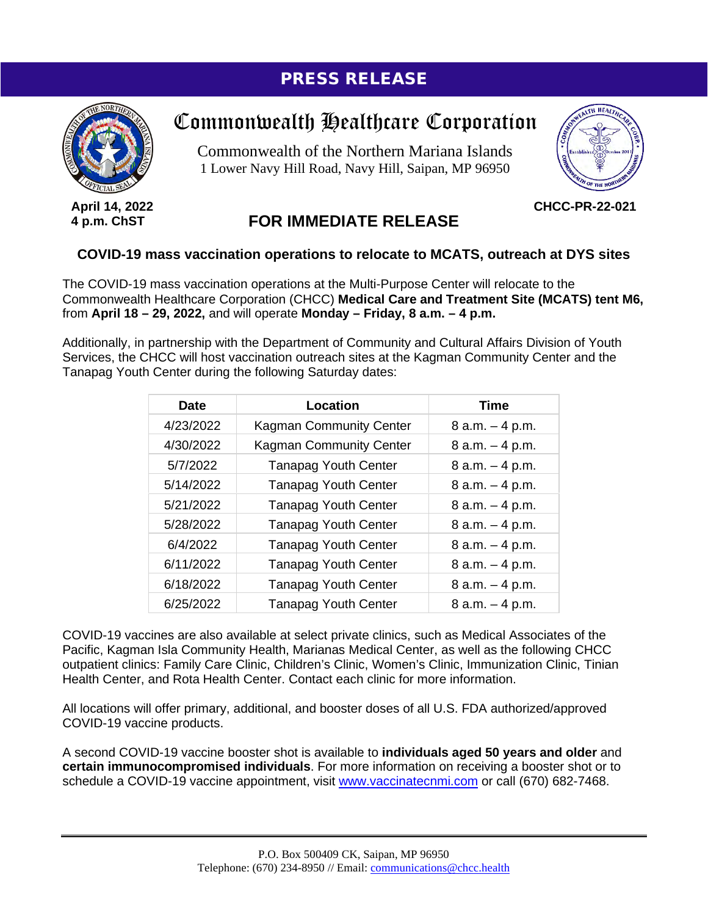# PRESS RELEASE

## Commonwealth Healthcare Corporation

Commonwealth of the Northern Mariana Islands
1 Lower Navy Hill Road, Navy Hill, Saipan, MP 96950

**April 14, 2022**
**4 p.m. ChST**

**CHCC-PR-22-021**

## FOR IMMEDIATE RELEASE

### COVID-19 mass vaccination operations to relocate to MCATS, outreach at DYS sites

The COVID-19 mass vaccination operations at the Multi-Purpose Center will relocate to the Commonwealth Healthcare Corporation (CHCC) **Medical Care and Treatment Site (MCATS) tent M6,** from **April 18 – 29, 2022,** and will operate **Monday – Friday, 8 a.m. – 4 p.m.**

Additionally, in partnership with the Department of Community and Cultural Affairs Division of Youth Services, the CHCC will host vaccination outreach sites at the Kagman Community Center and the Tanapag Youth Center during the following Saturday dates:

| Date | Location | Time |
|---|---|---|
| 4/23/2022 | Kagman Community Center | 8 a.m. – 4 p.m. |
| 4/30/2022 | Kagman Community Center | 8 a.m. – 4 p.m. |
| 5/7/2022 | Tanapag Youth Center | 8 a.m. – 4 p.m. |
| 5/14/2022 | Tanapag Youth Center | 8 a.m. – 4 p.m. |
| 5/21/2022 | Tanapag Youth Center | 8 a.m. – 4 p.m. |
| 5/28/2022 | Tanapag Youth Center | 8 a.m. – 4 p.m. |
| 6/4/2022 | Tanapag Youth Center | 8 a.m. – 4 p.m. |
| 6/11/2022 | Tanapag Youth Center | 8 a.m. – 4 p.m. |
| 6/18/2022 | Tanapag Youth Center | 8 a.m. – 4 p.m. |
| 6/25/2022 | Tanapag Youth Center | 8 a.m. – 4 p.m. |

COVID-19 vaccines are also available at select private clinics, such as Medical Associates of the Pacific, Kagman Isla Community Health, Marianas Medical Center, as well as the following CHCC outpatient clinics: Family Care Clinic, Children's Clinic, Women's Clinic, Immunization Clinic, Tinian Health Center, and Rota Health Center. Contact each clinic for more information.

All locations will offer primary, additional, and booster doses of all U.S. FDA authorized/approved COVID-19 vaccine products.

A second COVID-19 vaccine booster shot is available to **individuals aged 50 years and older** and **certain immunocompromised individuals**. For more information on receiving a booster shot or to schedule a COVID-19 vaccine appointment, visit www.vaccinatecnmi.com or call (670) 682-7468.

P.O. Box 500409 CK, Saipan, MP 96950
Telephone: (670) 234-8950 // Email: communications@chcc.health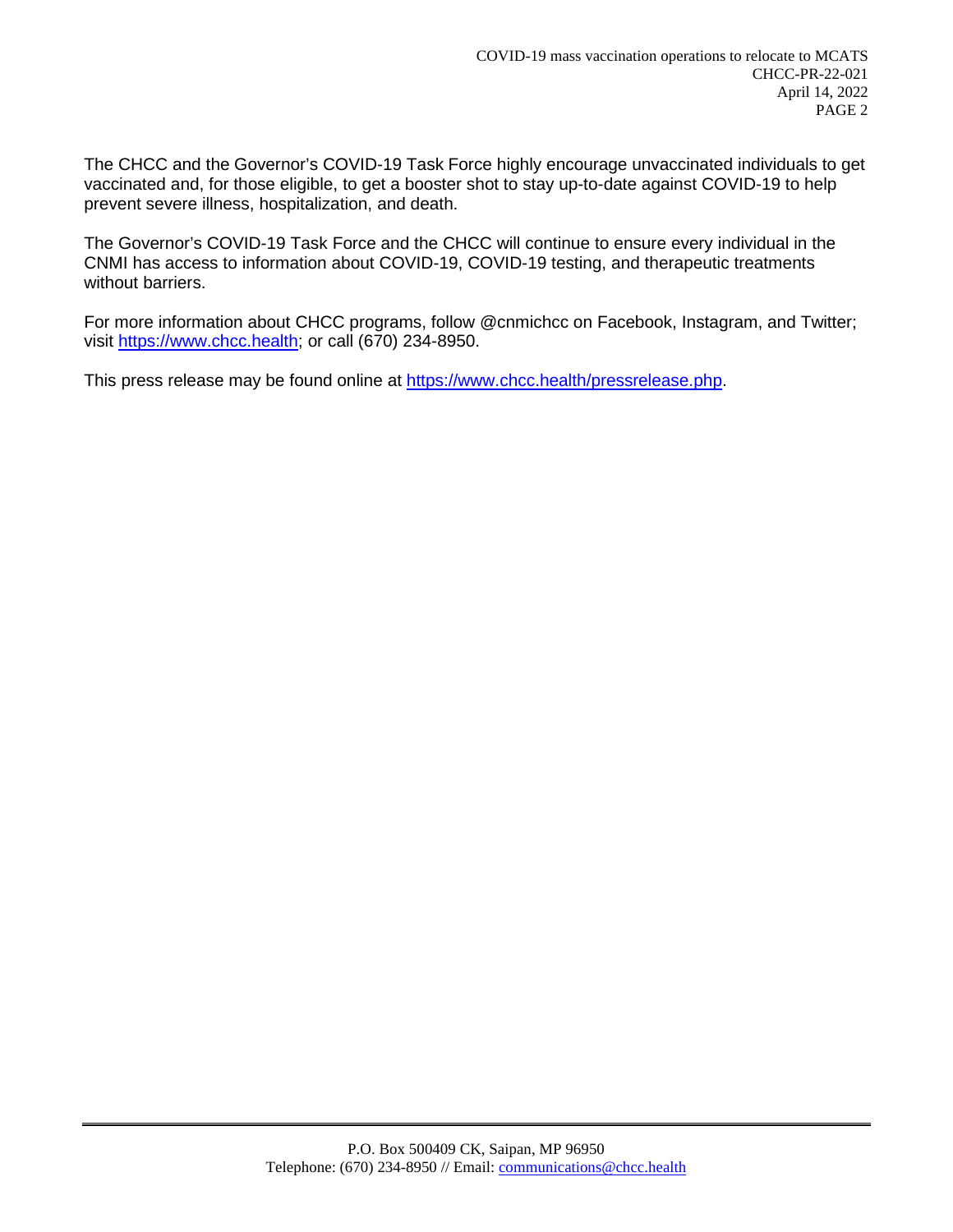The CHCC and the Governor's COVID-19 Task Force highly encourage unvaccinated individuals to get vaccinated and, for those eligible, to get a booster shot to stay up-to-date against COVID-19 to help prevent severe illness, hospitalization, and death.

The Governor's COVID-19 Task Force and the CHCC will continue to ensure every individual in the CNMI has access to information about COVID-19, COVID-19 testing, and therapeutic treatments without barriers.

For more information about CHCC programs, follow @cnmichcc on Facebook, Instagram, and Twitter; visit https://www.chcc.health; or call (670) 234-8950.

This press release may be found online at https://www.chcc.health/pressrelease.php.

P.O. Box 500409 CK, Saipan, MP 96950
Telephone: (670) 234-8950 // Email: communications@chcc.health